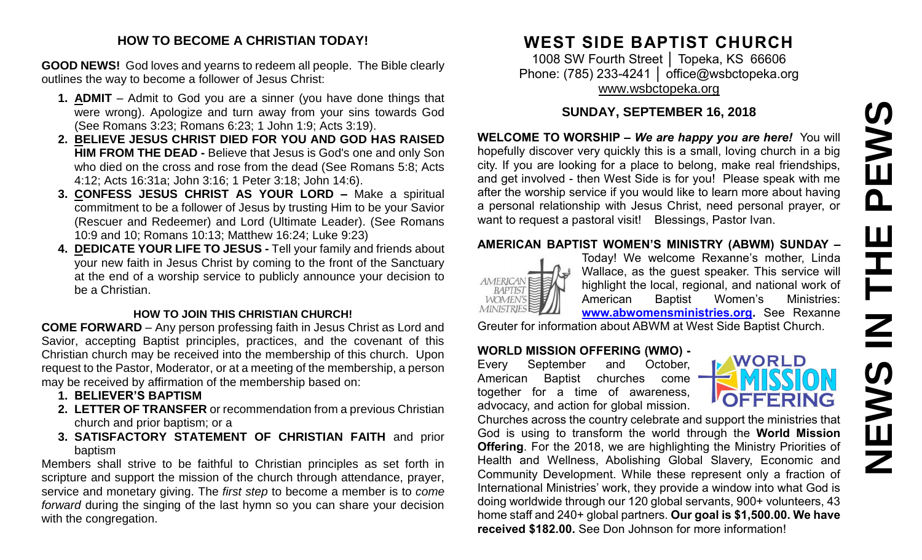## HOW TO BECOME A CHRISTIAN TODAY!

**GOOD NEWS!** God loves and yearns to redeem all people. The Bible clearly outlines the way to become a follower of Jesus Christ:

1. **ADMIT** – Admit to God you are a sinner (you have done things that were wrong). Apologize and turn away from your sins towards God (See Romans 3:23; Romans 6:23; 1 John 1:9; Acts 3:19).
2. **BELIEVE JESUS CHRIST DIED FOR YOU AND GOD HAS RAISED HIM FROM THE DEAD -** Believe that Jesus is God's one and only Son who died on the cross and rose from the dead (See Romans 5:8; Acts 4:12; Acts 16:31a; John 3:16; 1 Peter 3:18; John 14:6).
3. **CONFESS JESUS CHRIST AS YOUR LORD –** Make a spiritual commitment to be a follower of Jesus by trusting Him to be your Savior (Rescuer and Redeemer) and Lord (Ultimate Leader). (See Romans 10:9 and 10; Romans 10:13; Matthew 16:24; Luke 9:23)
4. **DEDICATE YOUR LIFE TO JESUS -** Tell your family and friends about your new faith in Jesus Christ by coming to the front of the Sanctuary at the end of a worship service to publicly announce your decision to be a Christian.

### HOW TO JOIN THIS CHRISTIAN CHURCH!

**COME FORWARD** – Any person professing faith in Jesus Christ as Lord and Savior, accepting Baptist principles, practices, and the covenant of this Christian church may be received into the membership of this church. Upon request to the Pastor, Moderator, or at a meeting of the membership, a person may be received by affirmation of the membership based on:

1. **BELIEVER'S BAPTISM**
2. **LETTER OF TRANSFER** or recommendation from a previous Christian church and prior baptism; or a
3. **SATISFACTORY STATEMENT OF CHRISTIAN FAITH** and prior baptism

Members shall strive to be faithful to Christian principles as set forth in scripture and support the mission of the church through attendance, prayer, service and monetary giving. The *first step* to become a member is to *come forward* during the singing of the last hymn so you can share your decision with the congregation.

# WEST SIDE BAPTIST CHURCH

1008 SW Fourth Street │ Topeka, KS 66606
Phone: (785) 233-4241 │ office@wsbctopeka.org
www.wsbctopeka.org

## SUNDAY, SEPTEMBER 16, 2018

# NEWS IN THE PEWS

**WELCOME TO WORSHIP –** ***We are happy you are here!*** You will hopefully discover very quickly this is a small, loving church in a big city. If you are looking for a place to belong, make real friendships, and get involved - then West Side is for you! Please speak with me after the worship service if you would like to learn more about having a personal relationship with Jesus Christ, need personal prayer, or want to request a pastoral visit! Blessings, Pastor Ivan.

**AMERICAN BAPTIST WOMEN'S MINISTRY (ABWM) SUNDAY –** Today! We welcome Rexanne's mother, Linda Wallace, as the guest speaker. This service will highlight the local, regional, and national work of American Baptist Women's Ministries: **www.abwomensministries.org.** See Rexanne Greuter for information about ABWM at West Side Baptist Church.

**WORLD MISSION OFFERING (WMO) -** Every September and October, American Baptist churches come together for a time of awareness, advocacy, and action for global mission. Churches across the country celebrate and support the ministries that God is using to transform the world through the **World Mission Offering**. For the 2018, we are highlighting the Ministry Priorities of Health and Wellness, Abolishing Global Slavery, Economic and Community Development. While these represent only a fraction of International Ministries' work, they provide a window into what God is doing worldwide through our 120 global servants, 900+ volunteers, 43 home staff and 240+ global partners. **Our goal is $1,500.00. We have received $182.00.** See Don Johnson for more information!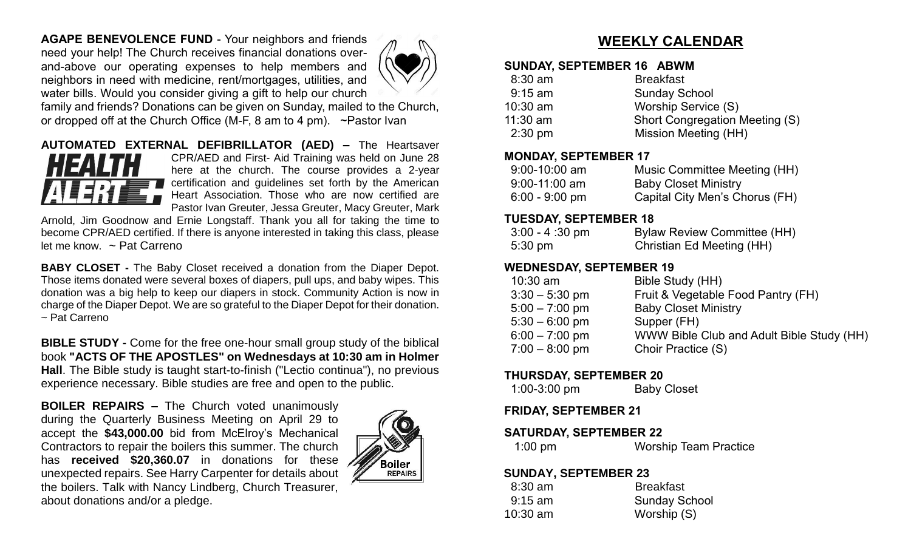**AGAPE BENEVOLENCE FUND** - Your neighbors and friends need your help! The Church receives financial donations over-and-above our operating expenses to help members and neighbors in need with medicine, rent/mortgages, utilities, and water bills. Would you consider giving a gift to help our church family and friends? Donations can be given on Sunday, mailed to the Church, or dropped off at the Church Office (M-F, 8 am to 4 pm). ~Pastor Ivan

**AUTOMATED EXTERNAL DEFIBRILLATOR (AED) –** The Heartsaver CPR/AED and First- Aid Training was held on June 28 here at the church. The course provides a 2-year certification and guidelines set forth by the American Heart Association. Those who are now certified are Pastor Ivan Greuter, Jessa Greuter, Macy Greuter, Mark Arnold, Jim Goodnow and Ernie Longstaff. Thank you all for taking the time to become CPR/AED certified. If there is anyone interested in taking this class, please let me know. ~ Pat Carreno

**BABY CLOSET -** The Baby Closet received a donation from the Diaper Depot. Those items donated were several boxes of diapers, pull ups, and baby wipes. This donation was a big help to keep our diapers in stock. Community Action is now in charge of the Diaper Depot. We are so grateful to the Diaper Depot for their donation. ~ Pat Carreno

**BIBLE STUDY -** Come for the free one-hour small group study of the biblical book **"ACTS OF THE APOSTLES" on Wednesdays at 10:30 am in Holmer Hall**. The Bible study is taught start-to-finish ("Lectio continua"), no previous experience necessary. Bible studies are free and open to the public.

**BOILER REPAIRS –** The Church voted unanimously during the Quarterly Business Meeting on April 29 to accept the **$43,000.00** bid from McElroy's Mechanical Contractors to repair the boilers this summer. The church has **received $20,360.07** in donations for these unexpected repairs. See Harry Carpenter for details about the boilers. Talk with Nancy Lindberg, Church Treasurer, about donations and/or a pledge.

## WEEKLY CALENDAR

**SUNDAY, SEPTEMBER 16 ABWM**

| | |
|---|---|
| 8:30 am | Breakfast |
| 9:15 am | Sunday School |
| 10:30 am | Worship Service (S) |
| 11:30 am | Short Congregation Meeting (S) |
| 2:30 pm | Mission Meeting (HH) |

**MONDAY, SEPTEMBER 17**

| | |
|---|---|
| 9:00-10:00 am | Music Committee Meeting (HH) |
| 9:00-11:00 am | Baby Closet Ministry |
| 6:00 - 9:00 pm | Capital City Men's Chorus (FH) |

**TUESDAY, SEPTEMBER 18**

| | |
|---|---|
| 3:00 - 4 :30 pm | Bylaw Review Committee (HH) |
| 5:30 pm | Christian Ed Meeting (HH) |

**WEDNESDAY, SEPTEMBER 19**

| | |
|---|---|
| 10:30 am | Bible Study (HH) |
| 3:30 – 5:30 pm | Fruit & Vegetable Food Pantry (FH) |
| 5:00 – 7:00 pm | Baby Closet Ministry |
| 5:30 – 6:00 pm | Supper (FH) |
| 6:00 – 7:00 pm | WWW Bible Club and Adult Bible Study (HH) |
| 7:00 – 8:00 pm | Choir Practice (S) |

**THURSDAY, SEPTEMBER 20**

| | |
|---|---|
| 1:00-3:00 pm | Baby Closet |

**FRIDAY, SEPTEMBER 21**

**SATURDAY, SEPTEMBER 22**

| | |
|---|---|
| 1:00 pm | Worship Team Practice |

**SUNDAY, SEPTEMBER 23**

| | |
|---|---|
| 8:30 am | Breakfast |
| 9:15 am | Sunday School |
| 10:30 am | Worship (S) |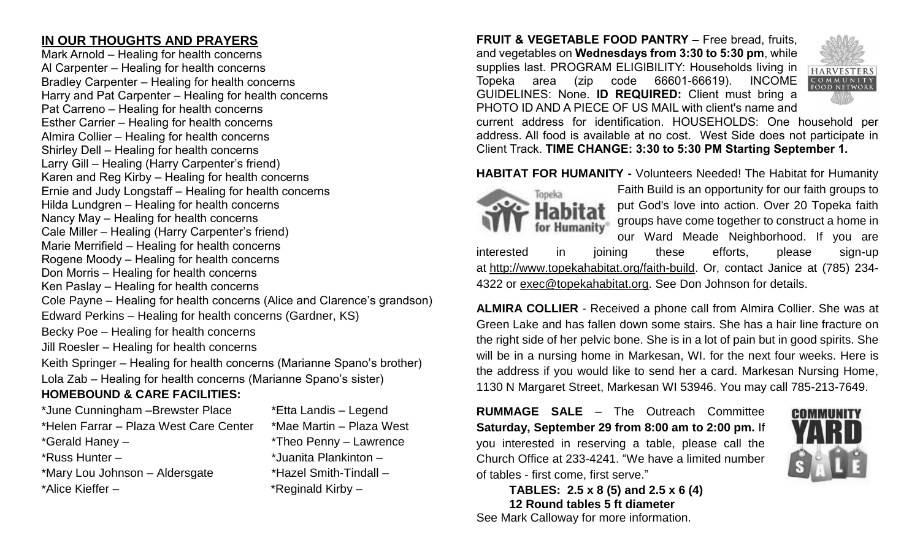## IN OUR THOUGHTS AND PRAYERS

Mark Arnold – Healing for health concerns
Al Carpenter – Healing for health concerns
Bradley Carpenter – Healing for health concerns
Harry and Pat Carpenter – Healing for health concerns
Pat Carreno – Healing for health concerns
Esther Carrier – Healing for health concerns
Almira Collier – Healing for health concerns
Shirley Dell – Healing for health concerns
Larry Gill – Healing (Harry Carpenter's friend)
Karen and Reg Kirby – Healing for health concerns
Ernie and Judy Longstaff – Healing for health concerns
Hilda Lundgren – Healing for health concerns
Nancy May – Healing for health concerns
Cale Miller – Healing (Harry Carpenter's friend)
Marie Merrifield – Healing for health concerns
Rogene Moody – Healing for health concerns
Don Morris – Healing for health concerns
Ken Paslay – Healing for health concerns
Cole Payne – Healing for health concerns (Alice and Clarence's grandson)
Edward Perkins – Healing for health concerns (Gardner, KS)
Becky Poe – Healing for health concerns
Jill Roesler – Healing for health concerns
Keith Springer – Healing for health concerns (Marianne Spano's brother)
Lola Zab – Healing for health concerns (Marianne Spano's sister)

### HOMEBOUND & CARE FACILITIES:

*June Cunningham –Brewster Place
*Helen Farrar – Plaza West Care Center
*Gerald Haney –
*Russ Hunter –
*Mary Lou Johnson – Aldersgate
*Alice Kieffer –
*Etta Landis – Legend
*Mae Martin – Plaza West
*Theo Penny – Lawrence
*Juanita Plankinton –
*Hazel Smith-Tindall –
*Reginald Kirby –

**FRUIT & VEGETABLE FOOD PANTRY –** Free bread, fruits, and vegetables on **Wednesdays from 3:30 to 5:30 pm**, while supplies last. PROGRAM ELIGIBILITY: Households living in Topeka area (zip code 66601-66619). INCOME GUIDELINES: None. **ID REQUIRED:** Client must bring a PHOTO ID AND A PIECE OF US MAIL with client's name and current address for identification. HOUSEHOLDS: One household per address. All food is available at no cost. West Side does not participate in Client Track. **TIME CHANGE: 3:30 to 5:30 PM Starting September 1.**

**HABITAT FOR HUMANITY -** Volunteers Needed! The Habitat for Humanity Faith Build is an opportunity for our faith groups to put God's love into action. Over 20 Topeka faith groups have come together to construct a home in our Ward Meade Neighborhood. If you are interested in joining these efforts, please sign-up at http://www.topekahabitat.org/faith-build. Or, contact Janice at (785) 234-4322 or exec@topekahabitat.org. See Don Johnson for details.

**ALMIRA COLLIER** - Received a phone call from Almira Collier. She was at Green Lake and has fallen down some stairs. She has a hair line fracture on the right side of her pelvic bone. She is in a lot of pain but in good spirits. She will be in a nursing home in Markesan, WI. for the next four weeks. Here is the address if you would like to send her a card. Markesan Nursing Home, 1130 N Margaret Street, Markesan WI 53946. You may call 785-213-7649.

**RUMMAGE SALE** – The Outreach Committee **Saturday, September 29 from 8:00 am to 2:00 pm.** If you interested in reserving a table, please call the Church Office at 233-4241. "We have a limited number of tables - first come, first serve."

**TABLES: 2.5 x 8 (5) and 2.5 x 6 (4)**
**12 Round tables 5 ft diameter**

See Mark Calloway for more information.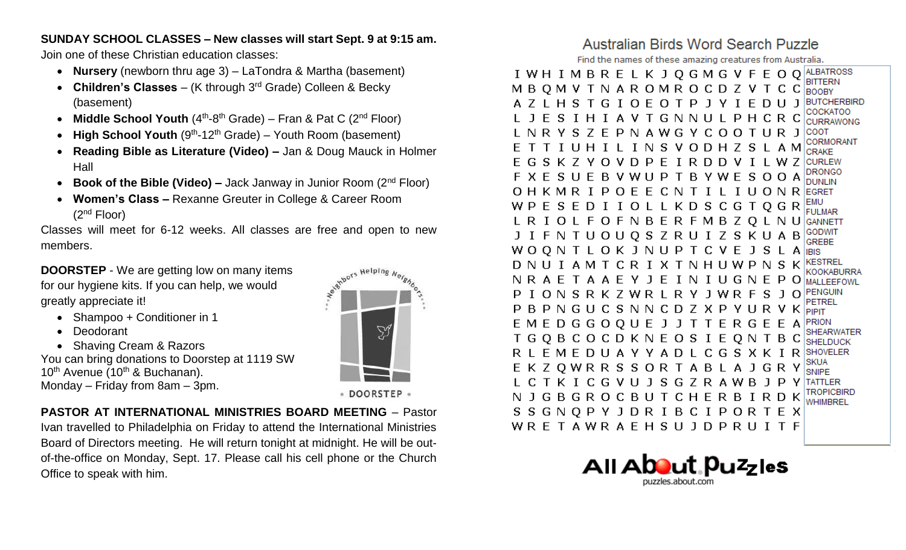**SUNDAY SCHOOL CLASSES – New classes will start Sept. 9 at 9:15 am.**
Join one of these Christian education classes:

- **Nursery** (newborn thru age 3) – LaTondra & Martha (basement)
- **Children's Classes** – (K through 3rd Grade) Colleen & Becky (basement)
- **Middle School Youth** (4th-8th Grade) – Fran & Pat C (2nd Floor)
- **High School Youth** (9th-12th Grade) – Youth Room (basement)
- **Reading Bible as Literature (Video) –** Jan & Doug Mauck in Holmer Hall
- **Book of the Bible (Video) –** Jack Janway in Junior Room (2nd Floor)
- **Women's Class –** Rexanne Greuter in College & Career Room (2nd Floor)

Classes will meet for 6-12 weeks. All classes are free and open to new members.

**DOORSTEP** - We are getting low on many items for our hygiene kits. If you can help, we would greatly appreciate it!

- Shampoo + Conditioner in 1
- Deodorant
- Shaving Cream & Razors

You can bring donations to Doorstep at 1119 SW 10th Avenue (10th & Buchanan).
Monday – Friday from 8am – 3pm.

Neighbors Helping Neighbors
• DOORSTEP •

**PASTOR AT INTERNATIONAL MINISTRIES BOARD MEETING** – Pastor Ivan travelled to Philadelphia on Friday to attend the International Ministries Board of Directors meeting. He will return tonight at midnight. He will be out-of-the-office on Monday, Sept. 17. Please call his cell phone or the Church Office to speak with him.

## Australian Birds Word Search Puzzle

Find the names of these amazing creatures from Australia.

```
I W H I M B R E L K J Q G M G V F E O Q
M B Q M V T N A R O M R O C D Z V T C C
A Z L H S T G I O E O T P J Y I E D U J
L J E S I H I A V T G N N U L P H C R C
L N R Y S Z E P N A W G Y C O O T U R J
E T T I U H I L I N S V O D H Z S L A M
E G S K Z Y O V D P E I R D D V I L W Z
F X E S U E B V W U P T B Y W E S O O A
O H K M R I P O E E C N T I L I U O N R
W P E S E D I I O L L K D S C G T Q G R
L R I O L F O F N B E R F M B Z Q L N U
J I F N T U O U Q S Z R U I Z S K U A B
W O Q N T L O K J N U P T C V E J S L A
D N U I A M T C R I X T N H U W P N S K
N R A E T A A E Y J E I N I U G N E P O
P I O N S R K Z W R L R Y J W R F S J O
P B P N G U C S N N C D Z X P Y U R V K
E M E D G G O Q U E J J T T E R G E E A
T G Q B C O C D K N E O S I E Q N T B C
R L E M E D U A Y Y A D L C G S X K I R
E K Z Q W R R S S O R T A B L A J G R Y
L C T K I C G V U J S G Z R A W B J P Y
N J G B G R O C B U T C H E R B I R D K
S S G N Q P Y J D R I B C I P O R T E X
W R E T A W R A E H S U J D P R U I T F
```

ALBATROSS
BITTERN
BOOBY
BUTCHERBIRD
COCKATOO
CURRAWONG
COOT
CORMORANT
CRAKE
CURLEW
DRONGO
DUNLIN
EGRET
EMU
FULMAR
GANNETT
GODWIT
GREBE
IBIS
KESTREL
KOOKABURRA
MALLEEFOWL
PENGUIN
PETREL
PIPIT
PRION
SHEARWATER
SHELDUCK
SHOVELER
SKUA
SNIPE
TATTLER
TROPICBIRD
WHIMBREL

All About Puzzles
puzzles.about.com